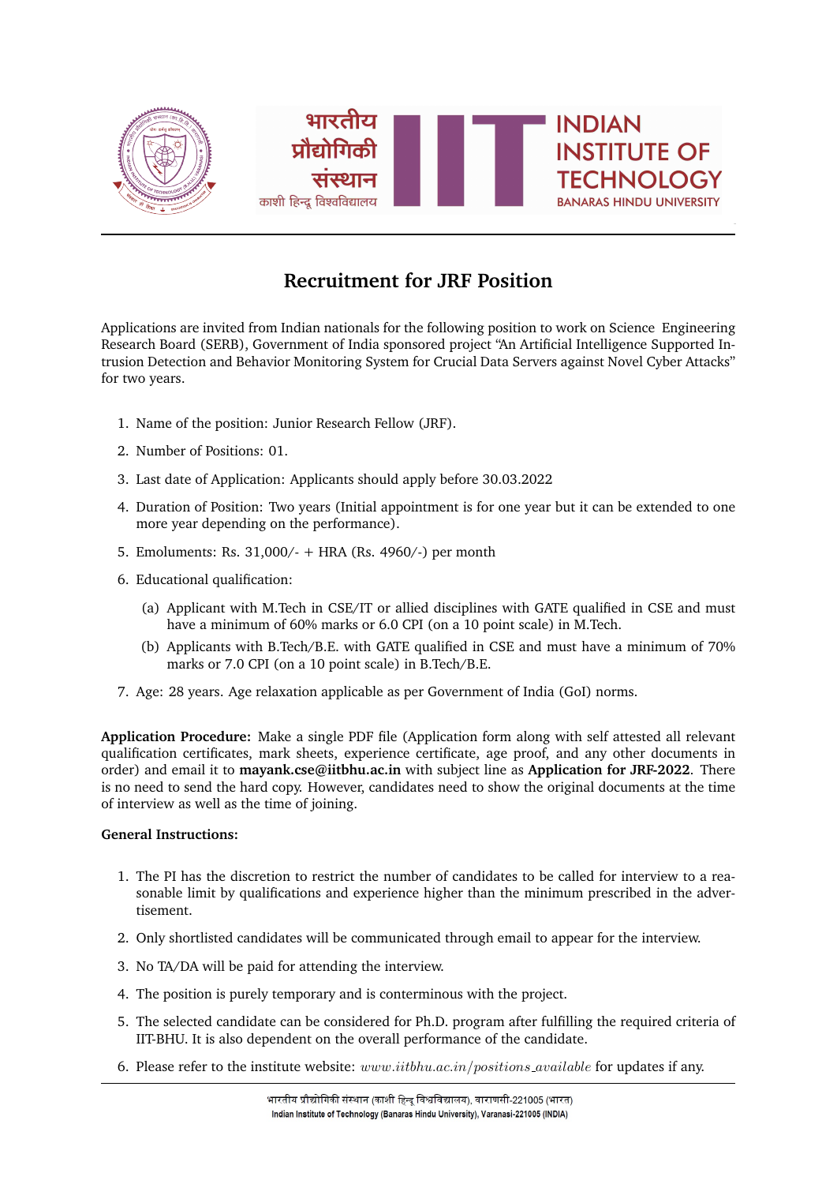भारतीय प्रौद्योगिकी संस्थान
काशी हिन्दू विश्वविद्यालय

INDIAN INSTITUTE OF TECHNOLOGY
BANARAS HINDU UNIVERSITY

# Recruitment for JRF Position

Applications are invited from Indian nationals for the following position to work on Science Engineering Research Board (SERB), Government of India sponsored project "An Artificial Intelligence Supported Intrusion Detection and Behavior Monitoring System for Crucial Data Servers against Novel Cyber Attacks" for two years.

1. Name of the position: Junior Research Fellow (JRF).
2. Number of Positions: 01.
3. Last date of Application: Applicants should apply before 30.03.2022
4. Duration of Position: Two years (Initial appointment is for one year but it can be extended to one more year depending on the performance).
5. Emoluments: Rs. 31,000/- + HRA (Rs. 4960/-) per month
6. Educational qualification:
   (a) Applicant with M.Tech in CSE/IT or allied disciplines with GATE qualified in CSE and must have a minimum of 60% marks or 6.0 CPI (on a 10 point scale) in M.Tech.
   (b) Applicants with B.Tech/B.E. with GATE qualified in CSE and must have a minimum of 70% marks or 7.0 CPI (on a 10 point scale) in B.Tech/B.E.
7. Age: 28 years. Age relaxation applicable as per Government of India (GoI) norms.

**Application Procedure:** Make a single PDF file (Application form along with self attested all relevant qualification certificates, mark sheets, experience certificate, age proof, and any other documents in order) and email it to **mayank.cse@iitbhu.ac.in** with subject line as **Application for JRF-2022**. There is no need to send the hard copy. However, candidates need to show the original documents at the time of interview as well as the time of joining.

**General Instructions:**

1. The PI has the discretion to restrict the number of candidates to be called for interview to a reasonable limit by qualifications and experience higher than the minimum prescribed in the advertisement.
2. Only shortlisted candidates will be communicated through email to appear for the interview.
3. No TA/DA will be paid for attending the interview.
4. The position is purely temporary and is conterminous with the project.
5. The selected candidate can be considered for Ph.D. program after fulfilling the required criteria of IIT-BHU. It is also dependent on the overall performance of the candidate.
6. Please refer to the institute website: *www.iitbhu.ac.in/positions_available* for updates if any.

भारतीय प्रौद्योगिकी संस्थान (काशी हिन्दू विश्वविद्यालय), वाराणसी-221005 (भारत)
Indian Institute of Technology (Banaras Hindu University), Varanasi-221005 (INDIA)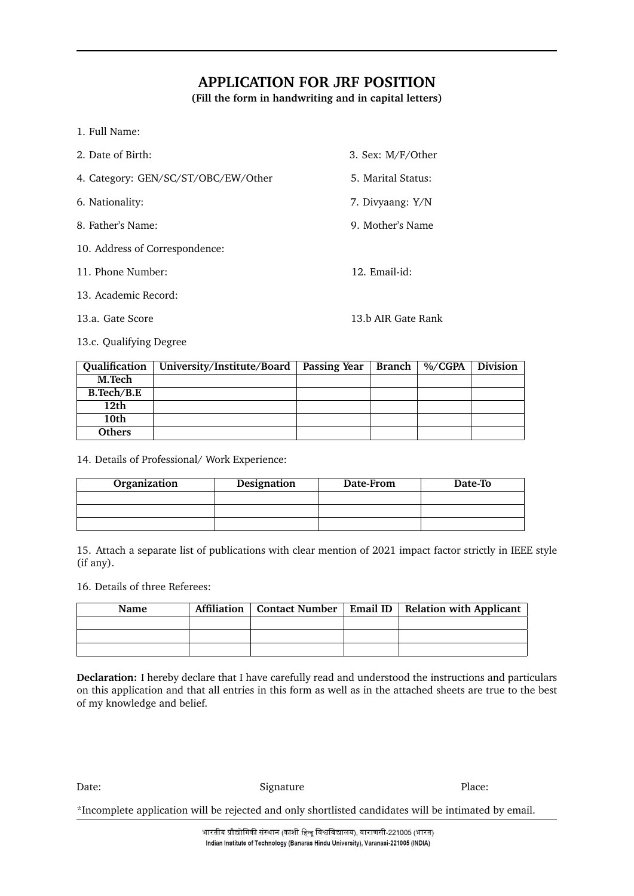# APPLICATION FOR JRF POSITION

**(Fill the form in handwriting and in capital letters)**

1. Full Name:

2. Date of Birth:

3. Sex: M/F/Other

4. Category: GEN/SC/ST/OBC/EW/Other

5. Marital Status:

6. Nationality:

7. Divyaang: Y/N

8. Father's Name:

9. Mother's Name

10. Address of Correspondence:

11. Phone Number:

12. Email-id:

13. Academic Record:

13.a. Gate Score

13.b AIR Gate Rank

13.c. Qualifying Degree

| Qualification | University/Institute/Board | Passing Year | Branch | %/CGPA | Division |
|---|---|---|---|---|---|
| **M.Tech** | | | | | |
| **B.Tech/B.E** | | | | | |
| **12th** | | | | | |
| **10th** | | | | | |
| **Others** | | | | | |

14. Details of Professional/ Work Experience:

| Organization | Designation | Date-From | Date-To |
|---|---|---|---|
| | | | |
| | | | |
| | | | |

15. Attach a separate list of publications with clear mention of 2021 impact factor strictly in IEEE style (if any).

16. Details of three Referees:

| Name | Affiliation | Contact Number | Email ID | Relation with Applicant |
|---|---|---|---|---|
| | | | | |
| | | | | |
| | | | | |

**Declaration:** I hereby declare that I have carefully read and understood the instructions and particulars on this application and that all entries in this form as well as in the attached sheets are true to the best of my knowledge and belief.

Date: Signature Place:

*Incomplete application will be rejected and only shortlisted candidates will be intimated by email.

भारतीय प्रौद्योगिकी संस्थान (काशी हिन्दू विश्वविद्यालय), वाराणसी-221005 (भारत)

Indian Institute of Technology (Banaras Hindu University), Varanasi-221005 (INDIA)